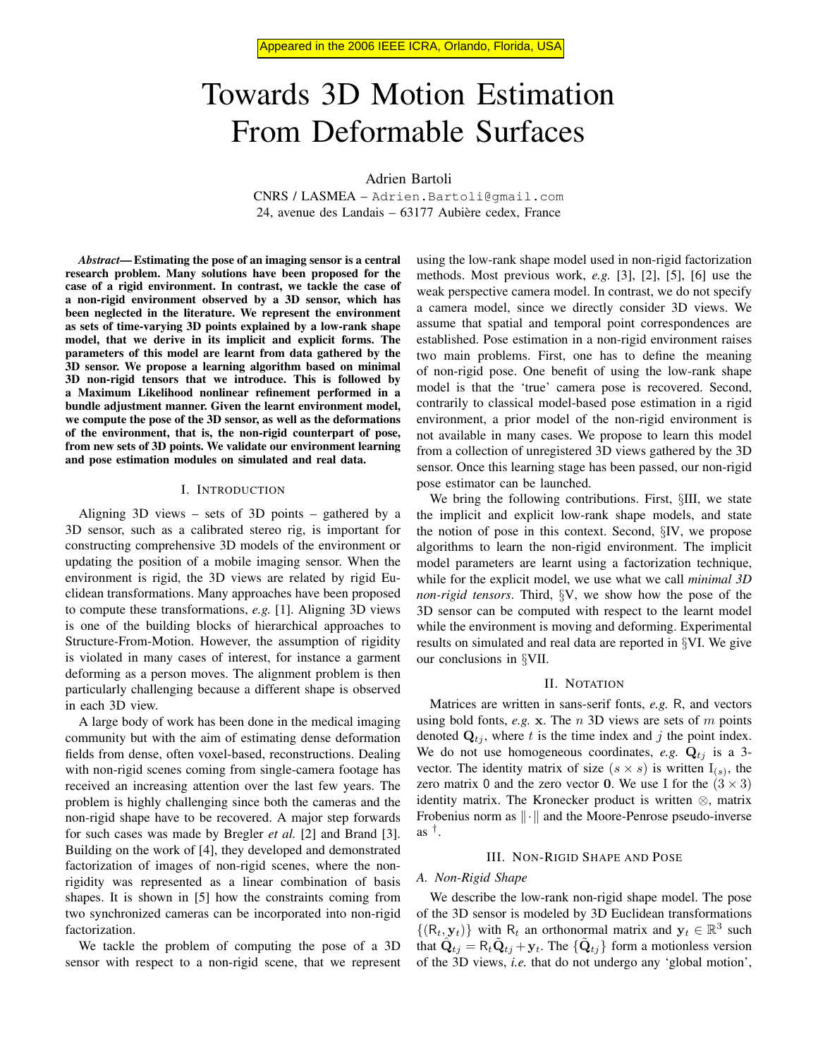Appeared in the 2006 IEEE ICRA, Orlando, Florida, USA

# Towards 3D Motion Estimation From Deformable Surfaces

Adrien Bartoli

CNRS / LASMEA – Adrien.Bartoli@gmail.com
24, avenue des Landais – 63177 Aubière cedex, France

***Abstract*— Estimating the pose of an imaging sensor is a central research problem. Many solutions have been proposed for the case of a rigid environment. In contrast, we tackle the case of a non-rigid environment observed by a 3D sensor, which has been neglected in the literature. We represent the environment as sets of time-varying 3D points explained by a low-rank shape model, that we derive in its implicit and explicit forms. The parameters of this model are learnt from data gathered by the 3D sensor. We propose a learning algorithm based on minimal 3D non-rigid tensors that we introduce. This is followed by a Maximum Likelihood nonlinear refinement performed in a bundle adjustment manner. Given the learnt environment model, we compute the pose of the 3D sensor, as well as the deformations of the environment, that is, the non-rigid counterpart of pose, from new sets of 3D points. We validate our environment learning and pose estimation modules on simulated and real data.**

## I. Introduction

Aligning 3D views – sets of 3D points – gathered by a 3D sensor, such as a calibrated stereo rig, is important for constructing comprehensive 3D models of the environment or updating the position of a mobile imaging sensor. When the environment is rigid, the 3D views are related by rigid Euclidean transformations. Many approaches have been proposed to compute these transformations, *e.g.* [1]. Aligning 3D views is one of the building blocks of hierarchical approaches to Structure-From-Motion. However, the assumption of rigidity is violated in many cases of interest, for instance a garment deforming as a person moves. The alignment problem is then particularly challenging because a different shape is observed in each 3D view.

A large body of work has been done in the medical imaging community but with the aim of estimating dense deformation fields from dense, often voxel-based, reconstructions. Dealing with non-rigid scenes coming from single-camera footage has received an increasing attention over the last few years. The problem is highly challenging since both the cameras and the non-rigid shape have to be recovered. A major step forwards for such cases was made by Bregler *et al.* [2] and Brand [3]. Building on the work of [4], they developed and demonstrated factorization of images of non-rigid scenes, where the non-rigidity was represented as a linear combination of basis shapes. It is shown in [5] how the constraints coming from two synchronized cameras can be incorporated into non-rigid factorization.

We tackle the problem of computing the pose of a 3D sensor with respect to a non-rigid scene, that we represent using the low-rank shape model used in non-rigid factorization methods. Most previous work, *e.g.* [3], [2], [5], [6] use the weak perspective camera model. In contrast, we do not specify a camera model, since we directly consider 3D views. We assume that spatial and temporal point correspondences are established. Pose estimation in a non-rigid environment raises two main problems. First, one has to define the meaning of non-rigid pose. One benefit of using the low-rank shape model is that the 'true' camera pose is recovered. Second, contrarily to classical model-based pose estimation in a rigid environment, a prior model of the non-rigid environment is not available in many cases. We propose to learn this model from a collection of unregistered 3D views gathered by the 3D sensor. Once this learning stage has been passed, our non-rigid pose estimator can be launched.

We bring the following contributions. First, §III, we state the implicit and explicit low-rank shape models, and state the notion of pose in this context. Second, §IV, we propose algorithms to learn the non-rigid environment. The implicit model parameters are learnt using a factorization technique, while for the explicit model, we use what we call *minimal 3D non-rigid tensors*. Third, §V, we show how the pose of the 3D sensor can be computed with respect to the learnt model while the environment is moving and deforming. Experimental results on simulated and real data are reported in §VI. We give our conclusions in §VII.

## II. Notation

Matrices are written in sans-serif fonts, *e.g.* $\mathsf{R}$, and vectors using bold fonts, *e.g.* $\mathbf{x}$. The $n$ 3D views are sets of $m$ points denoted $\mathbf{Q}_{tj}$, where $t$ is the time index and $j$ the point index. We do not use homogeneous coordinates, *e.g.* $\mathbf{Q}_{tj}$ is a 3-vector. The identity matrix of size $(s \times s)$ is written $\mathsf{I}_{(s)}$, the zero matrix $0$ and the zero vector $\mathbf{0}$. We use $\mathsf{I}$ for the $(3 \times 3)$ identity matrix. The Kronecker product is written $\otimes$, matrix Frobenius norm as $\|\cdot\|$ and the Moore-Penrose pseudo-inverse as $^\dagger$.

## III. Non-Rigid Shape and Pose

### A. Non-Rigid Shape

We describe the low-rank non-rigid shape model. The pose of the 3D sensor is modeled by 3D Euclidean transformations $\{(\mathsf{R}_t, \mathbf{y}_t)\}$ with $\mathsf{R}_t$ an orthonormal matrix and $\mathbf{y}_t \in \mathbb{R}^3$ such that $\hat{\mathbf{Q}}_{tj} = \mathsf{R}_t \tilde{\mathbf{Q}}_{tj} + \mathbf{y}_t$. The $\{\tilde{\mathbf{Q}}_{tj}\}$ form a motionless version of the 3D views, *i.e.* that do not undergo any 'global motion',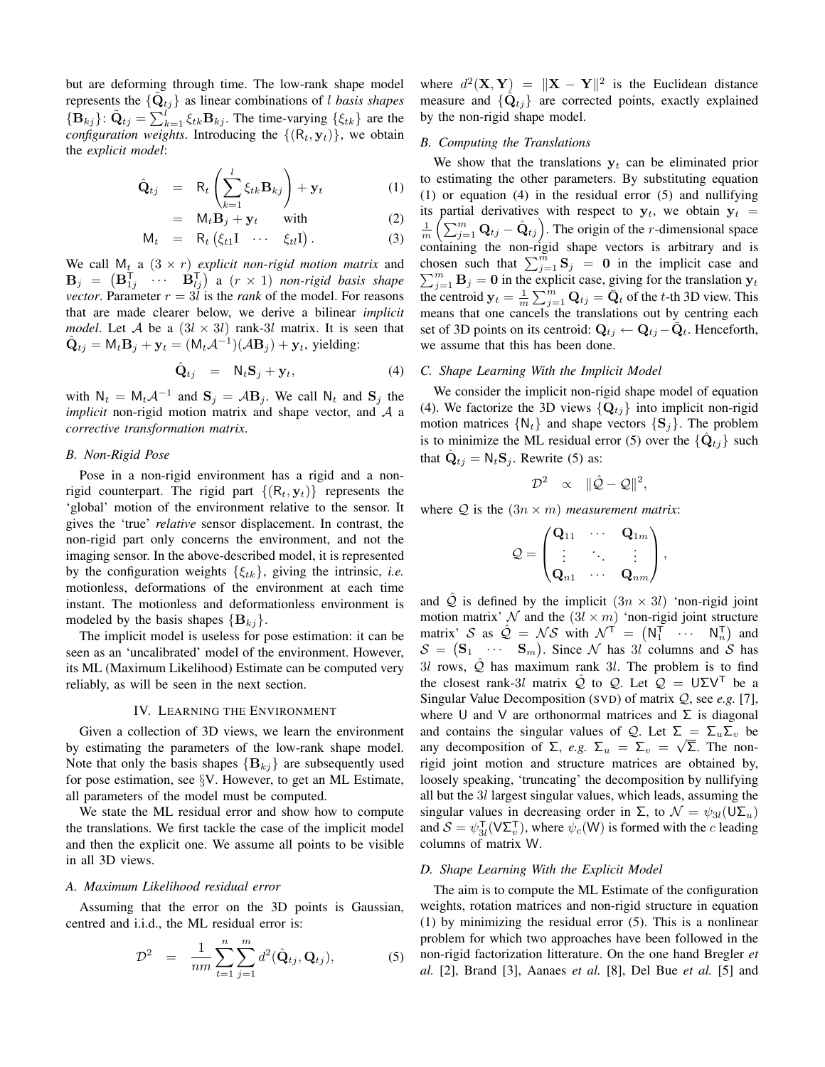but are deforming through time. The low-rank shape model represents the $\{\tilde{\mathbf{Q}}_{tj}\}$ as linear combinations of $l$ *basis shapes* $\{\mathbf{B}_{kj}\}$: $\tilde{\mathbf{Q}}_{tj} = \sum_{k=1}^{l} \xi_{tk} \mathbf{B}_{kj}$. The time-varying $\{\xi_{tk}\}$ are the *configuration weights*. Introducing the $\{(\mathsf{R}_t, \mathbf{y}_t)\}$, we obtain the *explicit model*:

$$
\begin{aligned}
\hat{\mathbf{Q}}_{tj} &= \mathsf{R}_t \left( \sum_{k=1}^{l} \xi_{tk} \mathbf{B}_{kj} \right) + \mathbf{y}_t & (1)\\
&= \mathsf{M}_t \mathbf{B}_j + \mathbf{y}_t \quad \text{with} & (2)\\
\mathsf{M}_t &= \mathsf{R}_t \begin{pmatrix} \xi_{t1} \mathrm{I} & \cdots & \xi_{tl} \mathrm{I} \end{pmatrix}. & (3)
\end{aligned}
$$

We call $\mathsf{M}_t$ a $(3 \times r)$ *explicit non-rigid motion matrix* and $\mathbf{B}_j = \begin{pmatrix} \mathbf{B}_{1j}^\mathsf{T} & \cdots & \mathbf{B}_{lj}^\mathsf{T} \end{pmatrix}$ a $(r \times 1)$ *non-rigid basis shape vector*. Parameter $r = 3l$ is the *rank* of the model. For reasons that are made clearer below, we derive a bilinear *implicit model*. Let $\mathcal{A}$ be a $(3l \times 3l)$ rank-$3l$ matrix. It is seen that $\hat{\mathbf{Q}}_{tj} = \mathsf{M}_t \mathbf{B}_j + \mathbf{y}_t = (\mathsf{M}_t \mathcal{A}^{-1})(\mathcal{A} \mathbf{B}_j) + \mathbf{y}_t$, yielding:

$$
\hat{\mathbf{Q}}_{tj} = \mathsf{N}_t \mathbf{S}_j + \mathbf{y}_t, \tag{4}
$$

with $\mathsf{N}_t = \mathsf{M}_t \mathcal{A}^{-1}$ and $\mathbf{S}_j = \mathcal{A} \mathbf{B}_j$. We call $\mathsf{N}_t$ and $\mathbf{S}_j$ the *implicit* non-rigid motion matrix and shape vector, and $\mathcal{A}$ a *corrective transformation matrix*.

### B. Non-Rigid Pose

Pose in a non-rigid environment has a rigid and a non-rigid counterpart. The rigid part $\{(\mathsf{R}_t, \mathbf{y}_t)\}$ represents the 'global' motion of the environment relative to the sensor. It gives the 'true' *relative* sensor displacement. In contrast, the non-rigid part only concerns the environment, and not the imaging sensor. In the above-described model, it is represented by the configuration weights $\{\xi_{tk}\}$, giving the intrinsic, *i.e.* motionless, deformations of the environment at each time instant. The motionless and deformationless environment is modeled by the basis shapes $\{\mathbf{B}_{kj}\}$.

The implicit model is useless for pose estimation: it can be seen as an 'uncalibrated' model of the environment. However, its ML (Maximum Likelihood) Estimate can be computed very reliably, as will be seen in the next section.

## IV. Learning the Environment

Given a collection of 3D views, we learn the environment by estimating the parameters of the low-rank shape model. Note that only the basis shapes $\{\mathbf{B}_{kj}\}$ are subsequently used for pose estimation, see §V. However, to get an ML Estimate, all parameters of the model must be computed.

We state the ML residual error and show how to compute the translations. We first tackle the case of the implicit model and then the explicit one. We assume all points to be visible in all 3D views.

### A. Maximum Likelihood residual error

Assuming that the error on the 3D points is Gaussian, centred and i.i.d., the ML residual error is:

$$
\mathcal{D}^2 = \frac{1}{nm} \sum_{t=1}^{n} \sum_{j=1}^{m} d^2(\hat{\mathbf{Q}}_{tj}, \mathbf{Q}_{tj}), \tag{5}
$$

where $d^2(\mathbf{X}, \mathbf{Y}) = \|\mathbf{X} - \mathbf{Y}\|^2$ is the Euclidean distance measure and $\{\hat{\mathbf{Q}}_{tj}\}$ are corrected points, exactly explained by the non-rigid shape model.

### B. Computing the Translations

We show that the translations $\mathbf{y}_t$ can be eliminated prior to estimating the other parameters. By substituting equation (1) or equation (4) in the residual error (5) and nullifying its partial derivatives with respect to $\mathbf{y}_t$, we obtain $\mathbf{y}_t = \frac{1}{m} \left( \sum_{j=1}^{m} \mathbf{Q}_{tj} - \hat{\mathbf{Q}}_{tj} \right)$. The origin of the $r$-dimensional space containing the non-rigid shape vectors is arbitrary and is chosen such that $\sum_{j=1}^{m} \mathbf{S}_j = \mathbf{0}$ in the implicit case and $\sum_{j=1}^{m} \mathbf{B}_j = \mathbf{0}$ in the explicit case, giving for the translation $\mathbf{y}_t$ the centroid $\mathbf{y}_t = \frac{1}{m} \sum_{j=1}^{m} \mathbf{Q}_{tj} = \bar{\mathbf{Q}}_t$ of the $t$-th 3D view. This means that one cancels the translations out by centring each set of 3D points on its centroid: $\mathbf{Q}_{tj} \leftarrow \mathbf{Q}_{tj} - \bar{\mathbf{Q}}_t$. Henceforth, we assume that this has been done.

### C. Shape Learning With the Implicit Model

We consider the implicit non-rigid shape model of equation (4). We factorize the 3D views $\{\mathbf{Q}_{tj}\}$ into implicit non-rigid motion matrices $\{\mathsf{N}_t\}$ and shape vectors $\{\mathbf{S}_j\}$. The problem is to minimize the ML residual error (5) over the $\{\hat{\mathbf{Q}}_{tj}\}$ such that $\hat{\mathbf{Q}}_{tj} = \mathsf{N}_t \mathbf{S}_j$. Rewrite (5) as:

$$
\mathcal{D}^2 \propto \|\hat{\mathcal{Q}} - \mathcal{Q}\|^2,
$$

where $\mathcal{Q}$ is the $(3n \times m)$ *measurement matrix*:

$$
\mathcal{Q} = \begin{pmatrix} \mathbf{Q}_{11} & \cdots & \mathbf{Q}_{1m} \\ \vdots & \ddots & \vdots \\ \mathbf{Q}_{n1} & \cdots & \mathbf{Q}_{nm} \end{pmatrix},
$$

and $\hat{\mathcal{Q}}$ is defined by the implicit $(3n \times 3l)$ 'non-rigid joint motion matrix' $\mathcal{N}$ and the $(3l \times m)$ 'non-rigid joint structure matrix' $\mathcal{S}$ as $\hat{\mathcal{Q}} = \mathcal{N}\mathcal{S}$ with $\mathcal{N}^\mathsf{T} = \begin{pmatrix} \mathsf{N}_1^\mathsf{T} & \cdots & \mathsf{N}_n^\mathsf{T} \end{pmatrix}$ and $\mathcal{S} = \begin{pmatrix} \mathbf{S}_1 & \cdots & \mathbf{S}_m \end{pmatrix}$. Since $\mathcal{N}$ has $3l$ columns and $\mathcal{S}$ has $3l$ rows, $\hat{\mathcal{Q}}$ has maximum rank $3l$. The problem is to find the closest rank-$3l$ matrix $\hat{\mathcal{Q}}$ to $\mathcal{Q}$. Let $\mathcal{Q} = \mathsf{U}\Sigma\mathsf{V}^\mathsf{T}$ be a Singular Value Decomposition (SVD) of matrix $\mathcal{Q}$, see *e.g.* [7], where $\mathsf{U}$ and $\mathsf{V}$ are orthonormal matrices and $\Sigma$ is diagonal and contains the singular values of $\mathcal{Q}$. Let $\Sigma = \Sigma_u \Sigma_v$ be any decomposition of $\Sigma$, *e.g.* $\Sigma_u = \Sigma_v = \sqrt{\Sigma}$. The non-rigid joint motion and structure matrices are obtained by, loosely speaking, 'truncating' the decomposition by nullifying all but the $3l$ largest singular values, which leads, assuming the singular values in decreasing order in $\Sigma$, to $\mathcal{N} = \psi_{3l}(\mathsf{U}\Sigma_u)$ and $\mathcal{S} = \psi_{3l}^\mathsf{T}(\mathsf{V}\Sigma_v^\mathsf{T})$, where $\psi_c(\mathsf{W})$ is formed with the $c$ leading columns of matrix $\mathsf{W}$.

### D. Shape Learning With the Explicit Model

The aim is to compute the ML Estimate of the configuration weights, rotation matrices and non-rigid structure in equation (1) by minimizing the residual error (5). This is a nonlinear problem for which two approaches have been followed in the non-rigid factorization litterature. On the one hand Bregler *et al.* [2], Brand [3], Aanaes *et al.* [8], Del Bue *et al.* [5] and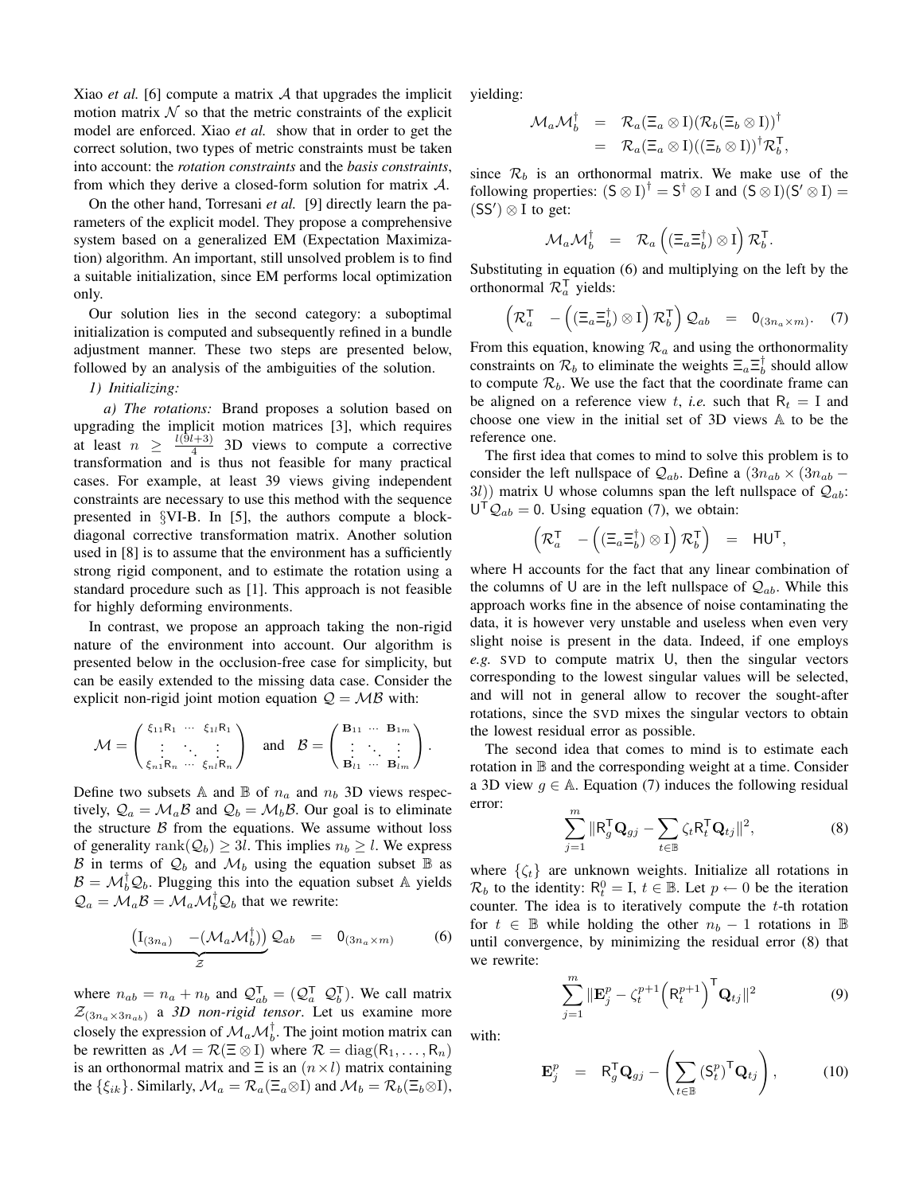Xiao *et al.* [6] compute a matrix $\mathcal{A}$ that upgrades the implicit motion matrix $\mathcal{N}$ so that the metric constraints of the explicit model are enforced. Xiao *et al.* show that in order to get the correct solution, two types of metric constraints must be taken into account: the *rotation constraints* and the *basis constraints*, from which they derive a closed-form solution for matrix $\mathcal{A}$.

On the other hand, Torresani *et al.* [9] directly learn the parameters of the explicit model. They propose a comprehensive system based on a generalized EM (Expectation Maximization) algorithm. An important, still unsolved problem is to find a suitable initialization, since EM performs local optimization only.

Our solution lies in the second category: a suboptimal initialization is computed and subsequently refined in a bundle adjustment manner. These two steps are presented below, followed by an analysis of the ambiguities of the solution.

*1) Initializing:*

*a) The rotations:* Brand proposes a solution based on upgrading the implicit motion matrices [3], which requires at least $n \geq \frac{l(9l+3)}{4}$ 3D views to compute a corrective transformation and is thus not feasible for many practical cases. For example, at least 39 views giving independent constraints are necessary to use this method with the sequence presented in §VI-B. In [5], the authors compute a block-diagonal corrective transformation matrix. Another solution used in [8] is to assume that the environment has a sufficiently strong rigid component, and to estimate the rotation using a standard procedure such as [1]. This approach is not feasible for highly deforming environments.

In contrast, we propose an approach taking the non-rigid nature of the environment into account. Our algorithm is presented below in the occlusion-free case for simplicity, but can be easily extended to the missing data case. Consider the explicit non-rigid joint motion equation $\mathcal{Q} = \mathcal{M}\mathcal{B}$ with:

$$\mathcal{M} = \begin{pmatrix} \xi_{11}\mathsf{R}_1 & \cdots & \xi_{1l}\mathsf{R}_1 \\ \vdots & \ddots & \vdots \\ \xi_{n1}\mathsf{R}_n & \cdots & \xi_{nl}\mathsf{R}_n \end{pmatrix} \quad \text{and} \quad \mathcal{B} = \begin{pmatrix} \mathbf{B}_{11} & \cdots & \mathbf{B}_{1m} \\ \vdots & \ddots & \vdots \\ \mathbf{B}_{l1} & \cdots & \mathbf{B}_{lm} \end{pmatrix}.$$

Define two subsets $\mathbb{A}$ and $\mathbb{B}$ of $n_a$ and $n_b$ 3D views respectively, $\mathcal{Q}_a = \mathcal{M}_a\mathcal{B}$ and $\mathcal{Q}_b = \mathcal{M}_b\mathcal{B}$. Our goal is to eliminate the structure $\mathcal{B}$ from the equations. We assume without loss of generality $\operatorname{rank}(\mathcal{Q}_b) \geq 3l$. This implies $n_b \geq l$. We express $\mathcal{B}$ in terms of $\mathcal{Q}_b$ and $\mathcal{M}_b$ using the equation subset $\mathbb{B}$ as $\mathcal{B} = \mathcal{M}_b^\dagger\mathcal{Q}_b$. Plugging this into the equation subset $\mathbb{A}$ yields $\mathcal{Q}_a = \mathcal{M}_a\mathcal{B} = \mathcal{M}_a\mathcal{M}_b^\dagger\mathcal{Q}_b$ that we rewrite:

$$\underbrace{\begin{pmatrix} \mathrm{I}_{(3n_a)} & -(\mathcal{M}_a\mathcal{M}_b^\dagger) \end{pmatrix}}_{\mathcal{Z}} \mathcal{Q}_{ab} \quad = \quad \mathsf{0}_{(3n_a \times m)} \tag{6}$$

where $n_{ab} = n_a + n_b$ and $\mathcal{Q}_{ab}^\mathsf{T} = (\mathcal{Q}_a^\mathsf{T} \;\; \mathcal{Q}_b^\mathsf{T})$. We call matrix $\mathcal{Z}_{(3n_a \times 3n_{ab})}$ a *3D non-rigid tensor*. Let us examine more closely the expression of $\mathcal{M}_a\mathcal{M}_b^\dagger$. The joint motion matrix can be rewritten as $\mathcal{M} = \mathcal{R}(\Xi \otimes \mathrm{I})$ where $\mathcal{R} = \operatorname{diag}(\mathsf{R}_1, \ldots, \mathsf{R}_n)$ is an orthonormal matrix and $\Xi$ is an $(n \times l)$ matrix containing the $\{\xi_{ik}\}$. Similarly, $\mathcal{M}_a = \mathcal{R}_a(\Xi_a \otimes \mathrm{I})$ and $\mathcal{M}_b = \mathcal{R}_b(\Xi_b \otimes \mathrm{I})$, yielding:

$$\begin{aligned} \mathcal{M}_a\mathcal{M}_b^\dagger &= \mathcal{R}_a(\Xi_a \otimes \mathrm{I})(\mathcal{R}_b(\Xi_b \otimes \mathrm{I}))^\dagger \\ &= \mathcal{R}_a(\Xi_a \otimes \mathrm{I})((\Xi_b \otimes \mathrm{I}))^\dagger\mathcal{R}_b^\mathsf{T}, \end{aligned}$$

since $\mathcal{R}_b$ is an orthonormal matrix. We make use of the following properties: $(\mathsf{S} \otimes \mathrm{I})^\dagger = \mathsf{S}^\dagger \otimes \mathrm{I}$ and $(\mathsf{S} \otimes \mathrm{I})(\mathsf{S}' \otimes \mathrm{I}) = (\mathsf{S}\mathsf{S}') \otimes \mathrm{I}$ to get:

$$\mathcal{M}_a\mathcal{M}_b^\dagger \quad = \quad \mathcal{R}_a\left((\Xi_a\Xi_b^\dagger) \otimes \mathrm{I}\right)\mathcal{R}_b^\mathsf{T}.$$

Substituting in equation (6) and multiplying on the left by the orthonormal $\mathcal{R}_a^\mathsf{T}$ yields:

$$\begin{pmatrix} \mathcal{R}_a^\mathsf{T} & -\left((\Xi_a\Xi_b^\dagger) \otimes \mathrm{I}\right)\mathcal{R}_b^\mathsf{T} \end{pmatrix} \mathcal{Q}_{ab} \quad = \quad \mathsf{0}_{(3n_a \times m)}. \tag{7}$$

From this equation, knowing $\mathcal{R}_a$ and using the orthonormality constraints on $\mathcal{R}_b$ to eliminate the weights $\Xi_a\Xi_b^\dagger$ should allow to compute $\mathcal{R}_b$. We use the fact that the coordinate frame can be aligned on a reference view $t$, *i.e.* such that $\mathsf{R}_t = \mathrm{I}$ and choose one view in the initial set of 3D views $\mathbb{A}$ to be the reference one.

The first idea that comes to mind to solve this problem is to consider the left nullspace of $\mathcal{Q}_{ab}$. Define a $(3n_{ab} \times (3n_{ab} - 3l))$ matrix $\mathsf{U}$ whose columns span the left nullspace of $\mathcal{Q}_{ab}$: $\mathsf{U}^\mathsf{T}\mathcal{Q}_{ab} = \mathsf{0}$. Using equation (7), we obtain:

$$\begin{pmatrix} \mathcal{R}_a^\mathsf{T} & -\left((\Xi_a\Xi_b^\dagger) \otimes \mathrm{I}\right)\mathcal{R}_b^\mathsf{T} \end{pmatrix} \quad = \quad \mathsf{H}\mathsf{U}^\mathsf{T},$$

where $\mathsf{H}$ accounts for the fact that any linear combination of the columns of $\mathsf{U}$ are in the left nullspace of $\mathcal{Q}_{ab}$. While this approach works fine in the absence of noise contaminating the data, it is however very unstable and useless when even very slight noise is present in the data. Indeed, if one employs *e.g.* SVD to compute matrix $\mathsf{U}$, then the singular vectors corresponding to the lowest singular values will be selected, and will not in general allow to recover the sought-after rotations, since the SVD mixes the singular vectors to obtain the lowest residual error as possible.

The second idea that comes to mind is to estimate each rotation in $\mathbb{B}$ and the corresponding weight at a time. Consider a 3D view $g \in \mathbb{A}$. Equation (7) induces the following residual error:

$$\sum_{j=1}^{m} \|\mathsf{R}_g^\mathsf{T}\mathbf{Q}_{gj} - \sum_{t \in \mathbb{B}} \zeta_t \mathsf{R}_t^\mathsf{T}\mathbf{Q}_{tj}\|^2, \tag{8}$$

where $\{\zeta_t\}$ are unknown weights. Initialize all rotations in $\mathcal{R}_b$ to the identity: $\mathsf{R}_t^0 = \mathrm{I}$, $t \in \mathbb{B}$. Let $p \leftarrow 0$ be the iteration counter. The idea is to iteratively compute the $t$-th rotation for $t \in \mathbb{B}$ while holding the other $n_b - 1$ rotations in $\mathbb{B}$ until convergence, by minimizing the residual error (8) that we rewrite:

$$\sum_{j=1}^{m} \|\mathbf{E}_j^p - \zeta_t^{p+1}\left(\mathsf{R}_t^{p+1}\right)^\mathsf{T}\mathbf{Q}_{tj}\|^2 \tag{9}$$

with:

$$\mathbf{E}_j^p \quad = \quad \mathsf{R}_g^\mathsf{T}\mathbf{Q}_{gj} - \left(\sum_{t \in \mathbb{B}} (\mathsf{S}_t^p)^\mathsf{T}\mathbf{Q}_{tj}\right), \tag{10}$$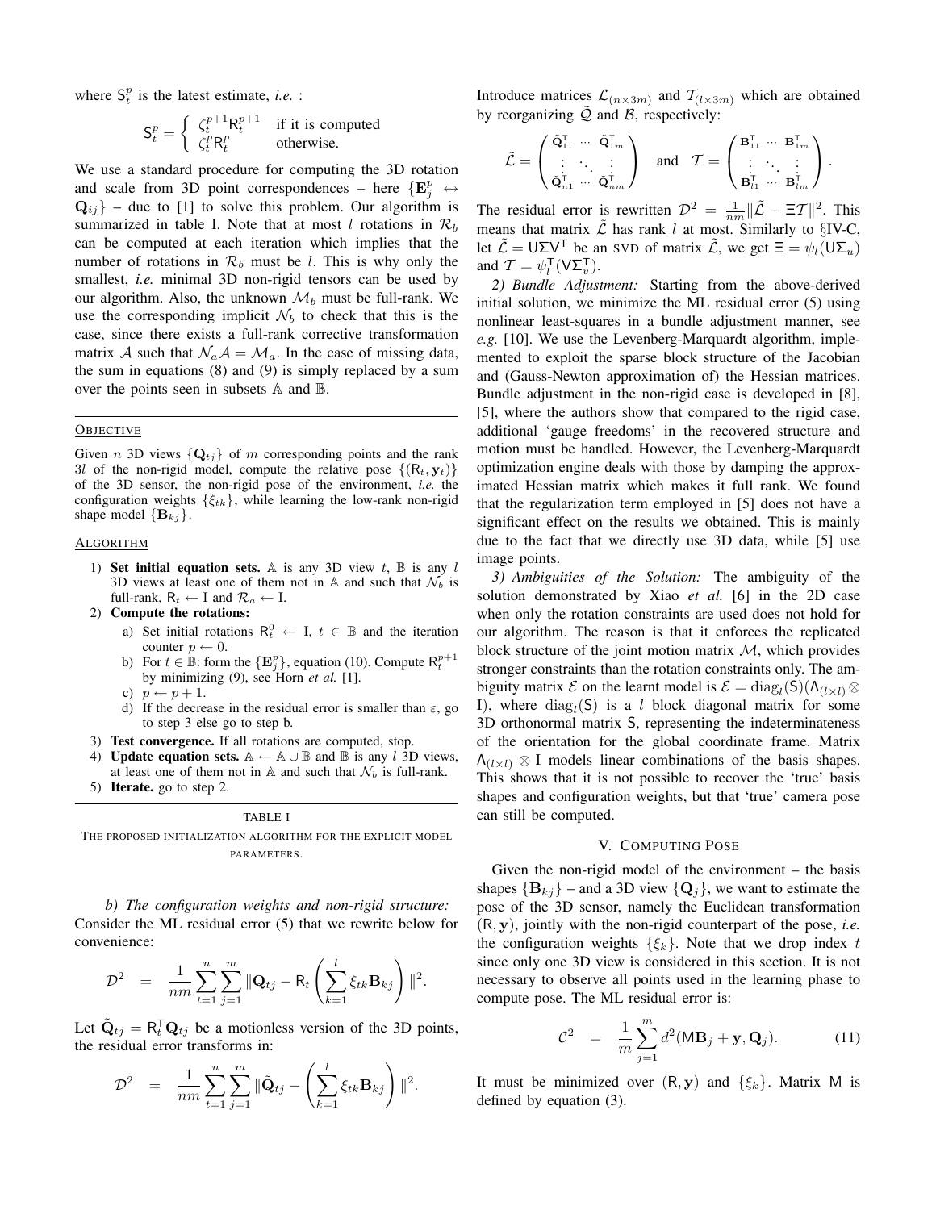where $\mathsf{S}_t^p$ is the latest estimate, *i.e.* :

$$\mathsf{S}_t^p = \begin{cases} \zeta_t^{p+1}\mathsf{R}_t^{p+1} & \text{if it is computed} \\ \zeta_t^p \mathsf{R}_t^p & \text{otherwise.} \end{cases}$$

We use a standard procedure for computing the 3D rotation and scale from 3D point correspondences – here $\{\mathbf{E}_j^p \leftrightarrow \mathbf{Q}_{ij}\}$ – due to [1] to solve this problem. Our algorithm is summarized in table I. Note that at most $l$ rotations in $\mathcal{R}_b$ can be computed at each iteration which implies that the number of rotations in $\mathcal{R}_b$ must be $l$. This is why only the smallest, *i.e.* minimal 3D non-rigid tensors can be used by our algorithm. Also, the unknown $\mathcal{M}_b$ must be full-rank. We use the corresponding implicit $\mathcal{N}_b$ to check that this is the case, since there exists a full-rank corrective transformation matrix $\mathcal{A}$ such that $\mathcal{N}_a\mathcal{A} = \mathcal{M}_a$. In the case of missing data, the sum in equations (8) and (9) is simply replaced by a sum over the points seen in subsets $\mathbb{A}$ and $\mathbb{B}$.

---

OBJECTIVE

Given $n$ 3D views $\{\mathbf{Q}_{tj}\}$ of $m$ corresponding points and the rank $3l$ of the non-rigid model, compute the relative pose $\{(\mathsf{R}_t, \mathbf{y}_t)\}$ of the 3D sensor, the non-rigid pose of the environment, *i.e.* the configuration weights $\{\xi_{tk}\}$, while learning the low-rank non-rigid shape model $\{\mathbf{B}_{kj}\}$.

ALGORITHM

1) **Set initial equation sets.** $\mathbb{A}$ is any 3D view $t$, $\mathbb{B}$ is any $l$ 3D views at least one of them not in $\mathbb{A}$ and such that $\mathcal{N}_b$ is full-rank, $\mathsf{R}_t \leftarrow \mathrm{I}$ and $\mathcal{R}_a \leftarrow \mathrm{I}$.
2) **Compute the rotations:**
   a) Set initial rotations $\mathsf{R}_t^0 \leftarrow \mathrm{I}$, $t \in \mathbb{B}$ and the iteration counter $p \leftarrow 0$.
   b) For $t \in \mathbb{B}$: form the $\{\mathbf{E}_j^p\}$, equation (10). Compute $\mathsf{R}_t^{p+1}$ by minimizing (9), see Horn *et al.* [1].
   c) $p \leftarrow p + 1$.
   d) If the decrease in the residual error is smaller than $\varepsilon$, go to step 3 else go to step b.
3) **Test convergence.** If all rotations are computed, stop.
4) **Update equation sets.** $\mathbb{A} \leftarrow \mathbb{A} \cup \mathbb{B}$ and $\mathbb{B}$ is any $l$ 3D views, at least one of them not in $\mathbb{A}$ and such that $\mathcal{N}_b$ is full-rank.
5) **Iterate.** go to step 2.

---

TABLE I

THE PROPOSED INITIALIZATION ALGORITHM FOR THE EXPLICIT MODEL PARAMETERS.

*b) The configuration weights and non-rigid structure:* Consider the ML residual error (5) that we rewrite below for convenience:

$$\mathcal{D}^2 = \frac{1}{nm}\sum_{t=1}^{n}\sum_{j=1}^{m}\|\mathbf{Q}_{tj} - \mathsf{R}_t\left(\sum_{k=1}^{l}\xi_{tk}\mathbf{B}_{kj}\right)\|^2.$$

Let $\tilde{\mathbf{Q}}_{tj} = \mathsf{R}_t^{\mathsf{T}}\mathbf{Q}_{tj}$ be a motionless version of the 3D points, the residual error transforms in:

$$\mathcal{D}^2 = \frac{1}{nm}\sum_{t=1}^{n}\sum_{j=1}^{m}\|\tilde{\mathbf{Q}}_{tj} - \left(\sum_{k=1}^{l}\xi_{tk}\mathbf{B}_{kj}\right)\|^2.$$

Introduce matrices $\mathcal{L}_{(n\times 3m)}$ and $\mathcal{T}_{(l\times 3m)}$ which are obtained by reorganizing $\tilde{\mathcal{Q}}$ and $\mathcal{B}$, respectively:

$$\tilde{\mathcal{L}} = \begin{pmatrix} \tilde{\mathbf{Q}}_{11}^{\mathsf{T}} & \cdots & \tilde{\mathbf{Q}}_{1m}^{\mathsf{T}} \\ \vdots & \ddots & \vdots \\ \tilde{\mathbf{Q}}_{n1}^{\mathsf{T}} & \cdots & \tilde{\mathbf{Q}}_{nm}^{\mathsf{T}} \end{pmatrix} \quad \text{and} \quad \mathcal{T} = \begin{pmatrix} \mathbf{B}_{11}^{\mathsf{T}} & \cdots & \mathbf{B}_{1m}^{\mathsf{T}} \\ \vdots & \ddots & \vdots \\ \mathbf{B}_{l1}^{\mathsf{T}} & \cdots & \mathbf{B}_{lm}^{\mathsf{T}} \end{pmatrix}.$$

The residual error is rewritten $\mathcal{D}^2 = \frac{1}{nm}\|\tilde{\mathcal{L}} - \Xi\mathcal{T}\|^2$. This means that matrix $\tilde{\mathcal{L}}$ has rank $l$ at most. Similarly to §IV-C, let $\tilde{\mathcal{L}} = \mathsf{U}\Sigma\mathsf{V}^{\mathsf{T}}$ be an SVD of matrix $\tilde{\mathcal{L}}$, we get $\Xi = \psi_l(\mathsf{U}\Sigma_u)$ and $\mathcal{T} = \psi_l^{\mathsf{T}}(\mathsf{V}\Sigma_v^{\mathsf{T}})$.

*2) Bundle Adjustment:* Starting from the above-derived initial solution, we minimize the ML residual error (5) using nonlinear least-squares in a bundle adjustment manner, see *e.g.* [10]. We use the Levenberg-Marquardt algorithm, implemented to exploit the sparse block structure of the Jacobian and (Gauss-Newton approximation of) the Hessian matrices. Bundle adjustment in the non-rigid case is developed in [8], [5], where the authors show that compared to the rigid case, additional 'gauge freedoms' in the recovered structure and motion must be handled. However, the Levenberg-Marquardt optimization engine deals with those by damping the approximated Hessian matrix which makes it full rank. We found that the regularization term employed in [5] does not have a significant effect on the results we obtained. This is mainly due to the fact that we directly use 3D data, while [5] use image points.

*3) Ambiguities of the Solution:* The ambiguity of the solution demonstrated by Xiao *et al.* [6] in the 2D case when only the rotation constraints are used does not hold for our algorithm. The reason is that it enforces the replicated block structure of the joint motion matrix $\mathcal{M}$, which provides stronger constraints than the rotation constraints only. The ambiguity matrix $\mathcal{E}$ on the learnt model is $\mathcal{E} = \mathrm{diag}_l(\mathsf{S})(\Lambda_{(l\times l)} \otimes \mathrm{I})$, where $\mathrm{diag}_l(\mathsf{S})$ is a $l$ block diagonal matrix for some 3D orthonormal matrix $\mathsf{S}$, representing the indeterminateness of the orientation for the global coordinate frame. Matrix $\Lambda_{(l\times l)} \otimes \mathrm{I}$ models linear combinations of the basis shapes. This shows that it is not possible to recover the 'true' basis shapes and configuration weights, but that 'true' camera pose can still be computed.

## V. COMPUTING POSE

Given the non-rigid model of the environment – the basis shapes $\{\mathbf{B}_{kj}\}$ – and a 3D view $\{\mathbf{Q}_j\}$, we want to estimate the pose of the 3D sensor, namely the Euclidean transformation $(\mathsf{R}, \mathbf{y})$, jointly with the non-rigid counterpart of the pose, *i.e.* the configuration weights $\{\xi_k\}$. Note that we drop index $t$ since only one 3D view is considered in this section. It is not necessary to observe all points used in the learning phase to compute pose. The ML residual error is:

$$\mathcal{C}^2 = \frac{1}{m}\sum_{j=1}^{m} d^2(\mathsf{M}\mathbf{B}_j + \mathbf{y}, \mathbf{Q}_j). \tag{11}$$

It must be minimized over $(\mathsf{R}, \mathbf{y})$ and $\{\xi_k\}$. Matrix $\mathsf{M}$ is defined by equation (3).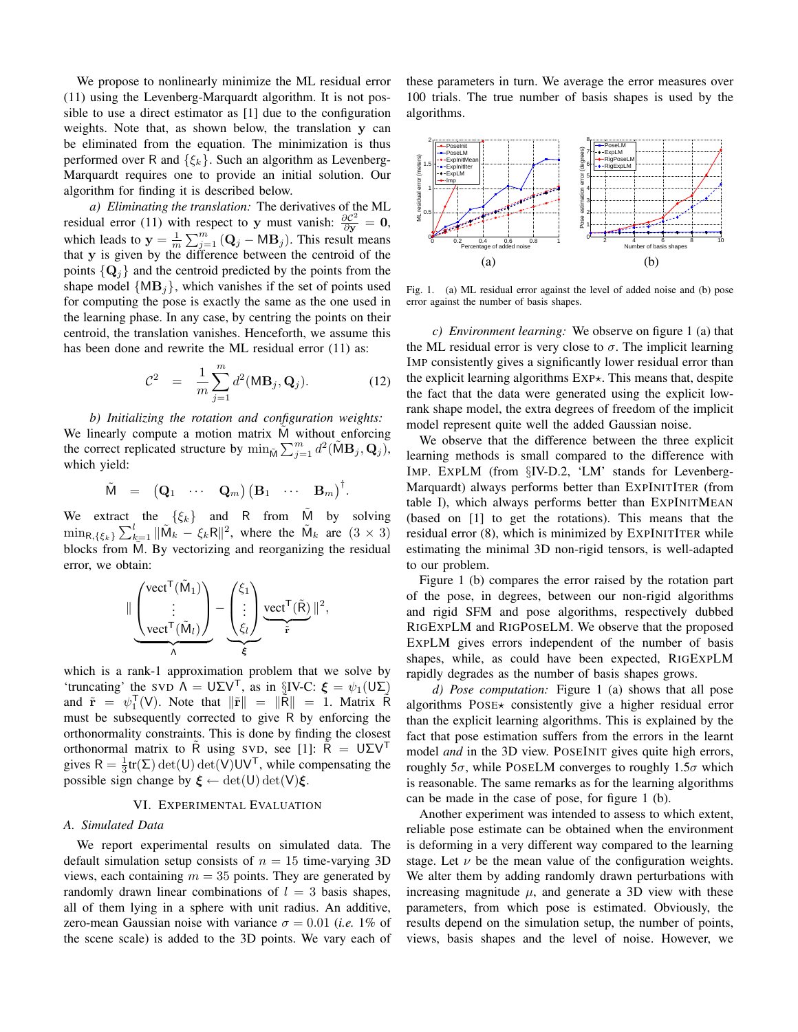We propose to nonlinearly minimize the ML residual error (11) using the Levenberg-Marquardt algorithm. It is not possible to use a direct estimator as [1] due to the configuration weights. Note that, as shown below, the translation $\mathbf{y}$ can be eliminated from the equation. The minimization is thus performed over $\mathsf{R}$ and $\{\xi_k\}$. Such an algorithm as Levenberg-Marquardt requires one to provide an initial solution. Our algorithm for finding it is described below.

*a) Eliminating the translation:* The derivatives of the ML residual error (11) with respect to $\mathbf{y}$ must vanish: $\frac{\partial \mathcal{C}^2}{\partial \mathbf{y}} = \mathbf{0}$, which leads to $\mathbf{y} = \frac{1}{m}\sum_{j=1}^{m}(\mathbf{Q}_j - \mathsf{M}\mathbf{B}_j)$. This result means that $\mathbf{y}$ is given by the difference between the centroid of the points $\{\mathbf{Q}_j\}$ and the centroid predicted by the points from the shape model $\{\mathsf{M}\mathbf{B}_j\}$, which vanishes if the set of points used for computing the pose is exactly the same as the one used in the learning phase. In any case, by centring the points on their centroid, the translation vanishes. Henceforth, we assume this has been done and rewrite the ML residual error (11) as:

$$\mathcal{C}^2 \quad = \quad \frac{1}{m}\sum_{j=1}^{m} d^2(\mathsf{M}\mathbf{B}_j, \mathbf{Q}_j). \tag{12}$$

*b) Initializing the rotation and configuration weights:* We linearly compute a motion matrix $\tilde{\mathsf{M}}$ without enforcing the correct replicated structure by $\min_{\tilde{\mathsf{M}}} \sum_{j=1}^{m} d^2(\tilde{\mathsf{M}}\mathbf{B}_j, \mathbf{Q}_j)$, which yield:

$$\tilde{\mathsf{M}} \quad = \quad \begin{pmatrix}\mathbf{Q}_1 & \cdots & \mathbf{Q}_m\end{pmatrix}\begin{pmatrix}\mathbf{B}_1 & \cdots & \mathbf{B}_m\end{pmatrix}^{\dagger}.$$

We extract the $\{\xi_k\}$ and $\mathsf{R}$ from $\tilde{\mathsf{M}}$ by solving $\min_{\mathsf{R},\{\xi_k\}} \sum_{k=1}^{l} \|\tilde{\mathsf{M}}_k - \xi_k \mathsf{R}\|^2$, where the $\tilde{\mathsf{M}}_k$ are $(3 \times 3)$ blocks from $\tilde{\mathsf{M}}$. By vectorizing and reorganizing the residual error, we obtain:

$$\| \underbrace{\begin{pmatrix}\mathrm{vect}^{\mathsf{T}}(\tilde{\mathsf{M}}_1) \\ \vdots \\ \mathrm{vect}^{\mathsf{T}}(\tilde{\mathsf{M}}_l)\end{pmatrix}}_{\Lambda} - \underbrace{\begin{pmatrix}\xi_1 \\ \vdots \\ \xi_l\end{pmatrix}}_{\boldsymbol{\xi}} \underbrace{\mathrm{vect}^{\mathsf{T}}(\tilde{\mathsf{R}})}_{\tilde{\mathbf{r}}} \|^2,$$

which is a rank-1 approximation problem that we solve by 'truncating' the SVD $\Lambda = \mathsf{U}\Sigma\mathsf{V}^{\mathsf{T}}$, as in §IV-C: $\boldsymbol{\xi} = \psi_1(\mathsf{U}\Sigma)$ and $\tilde{\mathbf{r}} = \psi_1^{\mathsf{T}}(\mathsf{V})$. Note that $\|\tilde{\mathbf{r}}\| = \|\tilde{\mathsf{R}}\| = 1$. Matrix $\tilde{\mathsf{R}}$ must be subsequently corrected to give $\mathsf{R}$ by enforcing the orthonormality constraints. This is done by finding the closest orthonormal matrix to $\tilde{\mathsf{R}}$ using SVD, see [1]: $\tilde{\mathsf{R}} = \mathsf{U}\Sigma\mathsf{V}^{\mathsf{T}}$ gives $\mathsf{R} = \frac{1}{3}\mathrm{tr}(\Sigma)\det(\mathsf{U})\det(\mathsf{V})\mathsf{U}\mathsf{V}^{\mathsf{T}}$, while compensating the possible sign change by $\boldsymbol{\xi} \leftarrow \det(\mathsf{U})\det(\mathsf{V})\boldsymbol{\xi}$.

## VI. Experimental Evaluation

### A. Simulated Data

We report experimental results on simulated data. The default simulation setup consists of $n = 15$ time-varying 3D views, each containing $m = 35$ points. They are generated by randomly drawn linear combinations of $l = 3$ basis shapes, all of them lying in a sphere with unit radius. An additive, zero-mean Gaussian noise with variance $\sigma = 0.01$ (*i.e.* 1% of the scene scale) is added to the 3D points. We vary each of these parameters in turn. We average the error measures over 100 trials. The true number of basis shapes is used by the algorithms.

Fig. 1. (a) ML residual error against the level of added noise and (b) pose error against the number of basis shapes.

*c) Environment learning:* We observe on figure 1 (a) that the ML residual error is very close to $\sigma$. The implicit learning IMP consistently gives a significantly lower residual error than the explicit learning algorithms EXP$\star$. This means that, despite the fact that the data were generated using the explicit low-rank shape model, the extra degrees of freedom of the implicit model represent quite well the added Gaussian noise.

We observe that the difference between the three explicit learning methods is small compared to the difference with IMP. EXPLM (from §IV-D.2, 'LM' stands for Levenberg-Marquardt) always performs better than EXPINITITER (from table I), which always performs better than EXPINITMEAN (based on [1] to get the rotations). This means that the residual error (8), which is minimized by EXPINITITER while estimating the minimal 3D non-rigid tensors, is well-adapted to our problem.

Figure 1 (b) compares the error raised by the rotation part of the pose, in degrees, between our non-rigid algorithms and rigid SFM and pose algorithms, respectively dubbed RIGEXPLM and RIGPOSELM. We observe that the proposed EXPLM gives errors independent of the number of basis shapes, while, as could have been expected, RIGEXPLM rapidly degrades as the number of basis shapes grows.

*d) Pose computation:* Figure 1 (a) shows that all pose algorithms POSE$\star$ consistently give a higher residual error than the explicit learning algorithms. This is explained by the fact that pose estimation suffers from the errors in the learnt model *and* in the 3D view. POSEINIT gives quite high errors, roughly $5\sigma$, while POSELM converges to roughly $1.5\sigma$ which is reasonable. The same remarks as for the learning algorithms can be made in the case of pose, for figure 1 (b).

Another experiment was intended to assess to which extent, reliable pose estimate can be obtained when the environment is deforming in a very different way compared to the learning stage. Let $\nu$ be the mean value of the configuration weights. We alter them by adding randomly drawn perturbations with increasing magnitude $\mu$, and generate a 3D view with these parameters, from which pose is estimated. Obviously, the results depend on the simulation setup, the number of points, views, basis shapes and the level of noise. However, we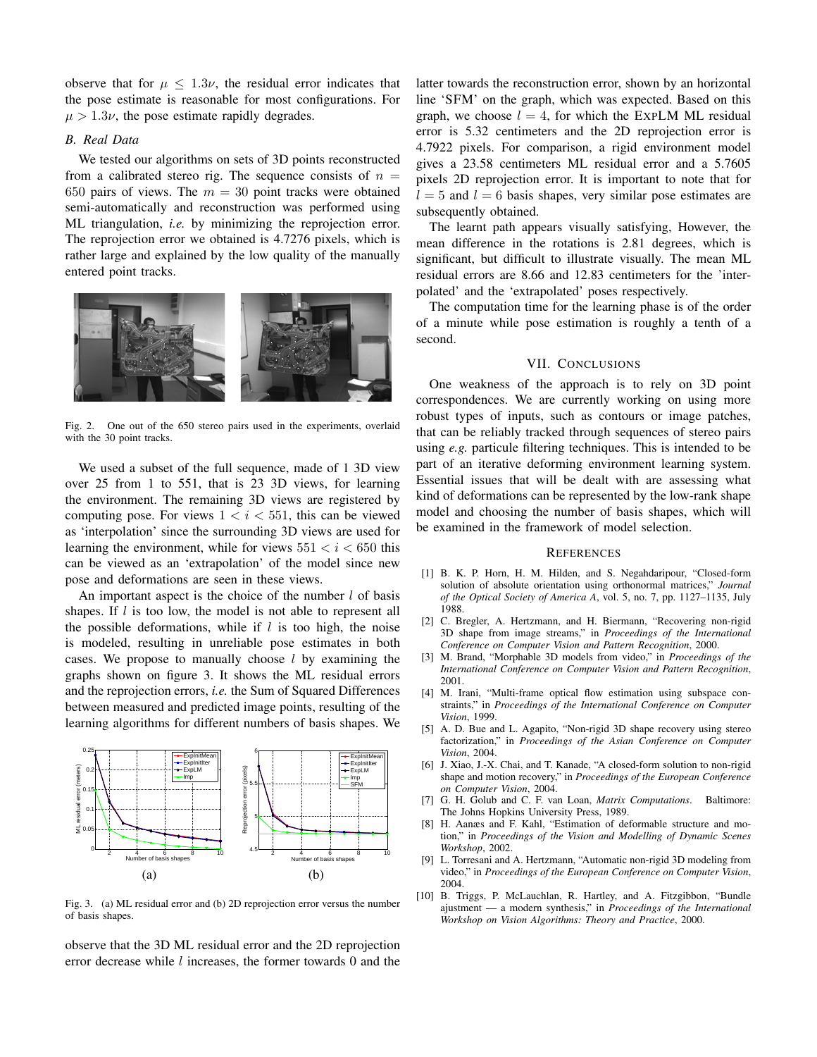observe that for $\mu \leq 1.3\nu$, the residual error indicates that the pose estimate is reasonable for most configurations. For $\mu > 1.3\nu$, the pose estimate rapidly degrades.

### B. Real Data

We tested our algorithms on sets of 3D points reconstructed from a calibrated stereo rig. The sequence consists of $n = 650$ pairs of views. The $m = 30$ point tracks were obtained semi-automatically and reconstruction was performed using ML triangulation, *i.e.* by minimizing the reprojection error. The reprojection error we obtained is 4.7276 pixels, which is rather large and explained by the low quality of the manually entered point tracks.

Fig. 2. One out of the 650 stereo pairs used in the experiments, overlaid with the 30 point tracks.

We used a subset of the full sequence, made of 1 3D view over 25 from 1 to 551, that is 23 3D views, for learning the environment. The remaining 3D views are registered by computing pose. For views $1 < i < 551$, this can be viewed as 'interpolation' since the surrounding 3D views are used for learning the environment, while for views $551 < i < 650$ this can be viewed as an 'extrapolation' of the model since new pose and deformations are seen in these views.

An important aspect is the choice of the number $l$ of basis shapes. If $l$ is too low, the model is not able to represent all the possible deformations, while if $l$ is too high, the noise is modeled, resulting in unreliable pose estimates in both cases. We propose to manually choose $l$ by examining the graphs shown on figure 3. It shows the ML residual errors and the reprojection errors, *i.e.* the Sum of Squared Differences between measured and predicted image points, resulting of the learning algorithms for different numbers of basis shapes. We

ML residual error (meters)
Number of basis shapes
ExpInitMean
ExpInitIter
ExpLM
Imp
(a)

Reprojection error (pixels)
Number of basis shapes
ExpInitMean
ExpInitIter
ExpLM
Imp
SFM
(b)

Fig. 3. (a) ML residual error and (b) 2D reprojection error versus the number of basis shapes.

observe that the 3D ML residual error and the 2D reprojection error decrease while $l$ increases, the former towards 0 and the latter towards the reconstruction error, shown by an horizontal line 'SFM' on the graph, which was expected. Based on this graph, we choose $l = 4$, for which the EXPLM ML residual error is 5.32 centimeters and the 2D reprojection error is 4.7922 pixels. For comparison, a rigid environment model gives a 23.58 centimeters ML residual error and a 5.7605 pixels 2D reprojection error. It is important to note that for $l = 5$ and $l = 6$ basis shapes, very similar pose estimates are subsequently obtained.

The learnt path appears visually satisfying, However, the mean difference in the rotations is 2.81 degrees, which is significant, but difficult to illustrate visually. The mean ML residual errors are 8.66 and 12.83 centimeters for the 'interpolated' and the 'extrapolated' poses respectively.

The computation time for the learning phase is of the order of a minute while pose estimation is roughly a tenth of a second.

## VII. Conclusions

One weakness of the approach is to rely on 3D point correspondences. We are currently working on using more robust types of inputs, such as contours or image patches, that can be reliably tracked through sequences of stereo pairs using *e.g.* particule filtering techniques. This is intended to be part of an iterative deforming environment learning system. Essential issues that will be dealt with are assessing what kind of deformations can be represented by the low-rank shape model and choosing the number of basis shapes, which will be examined in the framework of model selection.

## References

[1] B. K. P. Horn, H. M. Hilden, and S. Negahdaripour, "Closed-form solution of absolute orientation using orthonormal matrices," *Journal of the Optical Society of America A*, vol. 5, no. 7, pp. 1127–1135, July 1988.

[2] C. Bregler, A. Hertzmann, and H. Biermann, "Recovering non-rigid 3D shape from image streams," in *Proceedings of the International Conference on Computer Vision and Pattern Recognition*, 2000.

[3] M. Brand, "Morphable 3D models from video," in *Proceedings of the International Conference on Computer Vision and Pattern Recognition*, 2001.

[4] M. Irani, "Multi-frame optical flow estimation using subspace constraints," in *Proceedings of the International Conference on Computer Vision*, 1999.

[5] A. D. Bue and L. Agapito, "Non-rigid 3D shape recovery using stereo factorization," in *Proceedings of the Asian Conference on Computer Vision*, 2004.

[6] J. Xiao, J.-X. Chai, and T. Kanade, "A closed-form solution to non-rigid shape and motion recovery," in *Proceedings of the European Conference on Computer Vision*, 2004.

[7] G. H. Golub and C. F. van Loan, *Matrix Computations*. Baltimore: The Johns Hopkins University Press, 1989.

[8] H. Aanæs and F. Kahl, "Estimation of deformable structure and motion," in *Proceedings of the Vision and Modelling of Dynamic Scenes Workshop*, 2002.

[9] L. Torresani and A. Hertzmann, "Automatic non-rigid 3D modeling from video," in *Proceedings of the European Conference on Computer Vision*, 2004.

[10] B. Triggs, P. McLauchlan, R. Hartley, and A. Fitzgibbon, "Bundle ajustment — a modern synthesis," in *Proceedings of the International Workshop on Vision Algorithms: Theory and Practice*, 2000.